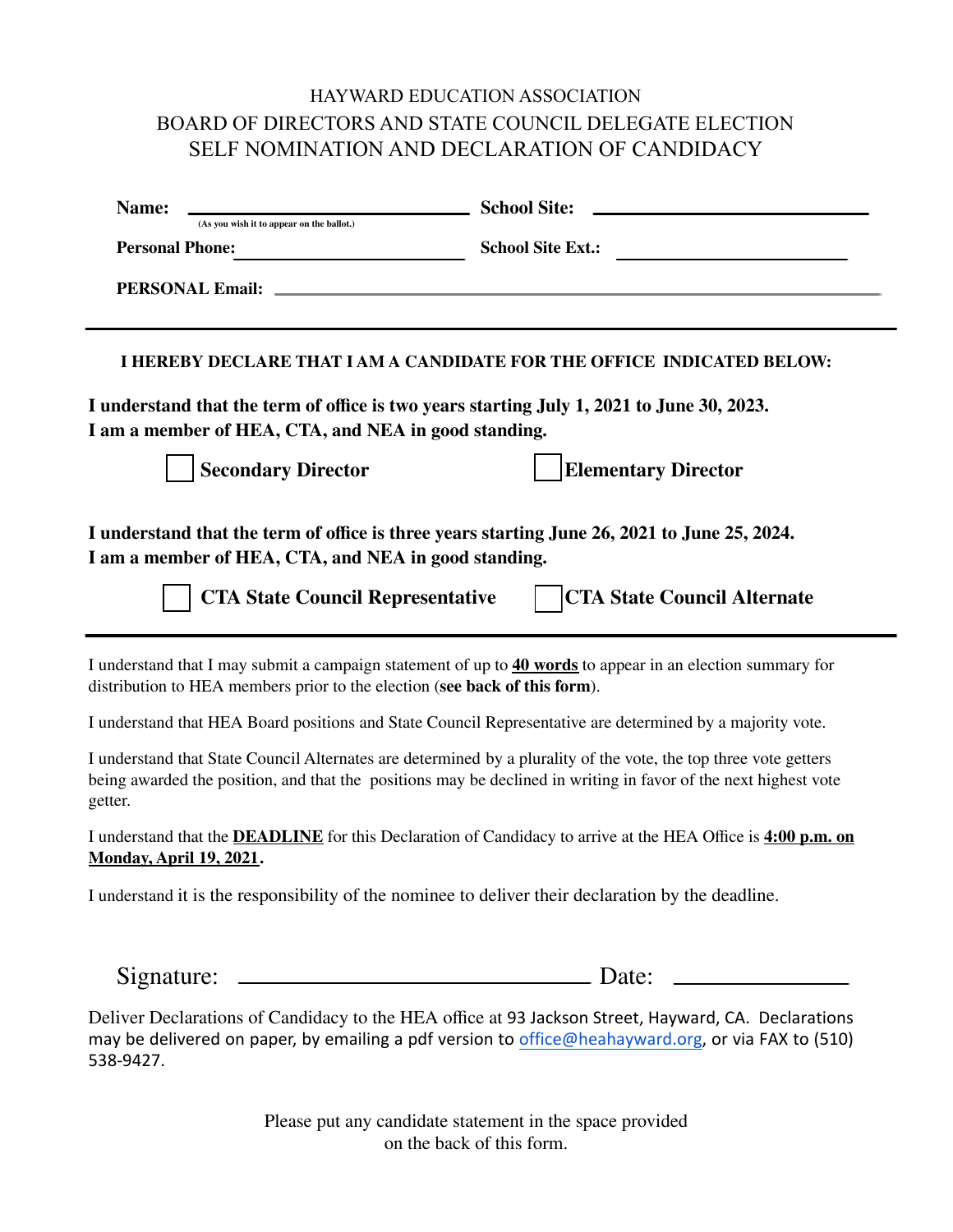HAYWARD EDUCATION ASSOCIATION

BOARD OF DIRECTORS AND STATE COUNCIL DELEGATE ELECTION

SELF NOMINATION AND DECLARATION OF CANDIDACY

**Name:** ______________________________ **School Site:** ______________________________

(As you wish it to appear on the ballot.)

**Personal Phone:** ______________________________ **School Site Ext.:** ______________________________

**PERSONAL Email:** ____________________________________________________________

---

**I HEREBY DECLARE THAT I AM A CANDIDATE FOR THE OFFICE INDICATED BELOW:**

**I understand that the term of office is two years starting July 1, 2021 to June 30, 2023.**
**I am a member of HEA, CTA, and NEA in good standing.**

☐ **Secondary Director** ☐ **Elementary Director**

**I understand that the term of office is three years starting June 26, 2021 to June 25, 2024.**
**I am a member of HEA, CTA, and NEA in good standing.**

☐ **CTA State Council Representative** ☐ **CTA State Council Alternate**

---

I understand that I may submit a campaign statement of up to **<u>40 words</u>** to appear in an election summary for distribution to HEA members prior to the election (**see back of this form**).

I understand that HEA Board positions and State Council Representative are determined by a majority vote.

I understand that State Council Alternates are determined by a plurality of the vote, the top three vote getters being awarded the position, and that the positions may be declined in writing in favor of the next highest vote getter.

I understand that the **<u>DEADLINE</u>** for this Declaration of Candidacy to arrive at the HEA Office is **<u>4:00 p.m. on Monday, April 19, 2021</u>**.

I understand it is the responsibility of the nominee to deliver their declaration by the deadline.

Signature: ______________________________ Date: ____________________

Deliver Declarations of Candidacy to the HEA office at 93 Jackson Street, Hayward, CA. Declarations may be delivered on paper, by emailing a pdf version to office@heahayward.org, or via FAX to (510) 538-9427.

Please put any candidate statement in the space provided on the back of this form.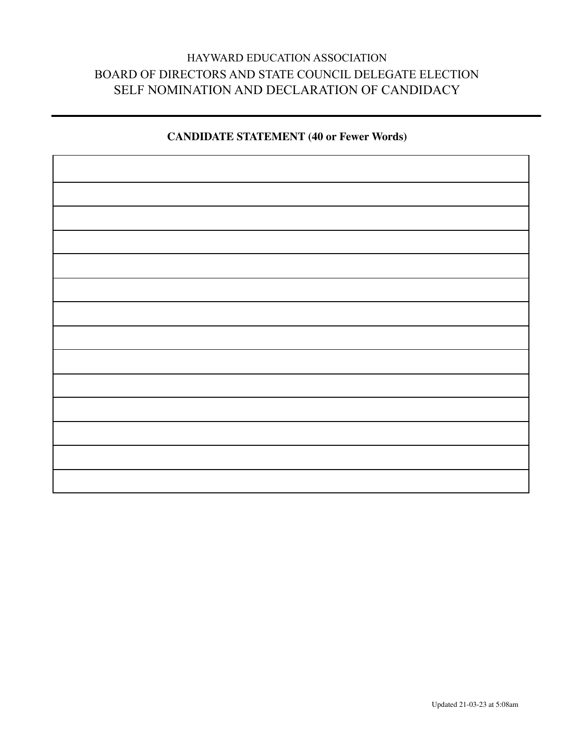# HAYWARD EDUCATION ASSOCIATION

## BOARD OF DIRECTORS AND STATE COUNCIL DELEGATE ELECTION

## SELF NOMINATION AND DECLARATION OF CANDIDACY

---

**CANDIDATE STATEMENT (40 or Fewer Words)**

| |
|---|
| |
| |
| |
| |
| |
| |
| |
| |
| |
| |
| |
| |
| |

Updated 21-03-23 at 5:08am